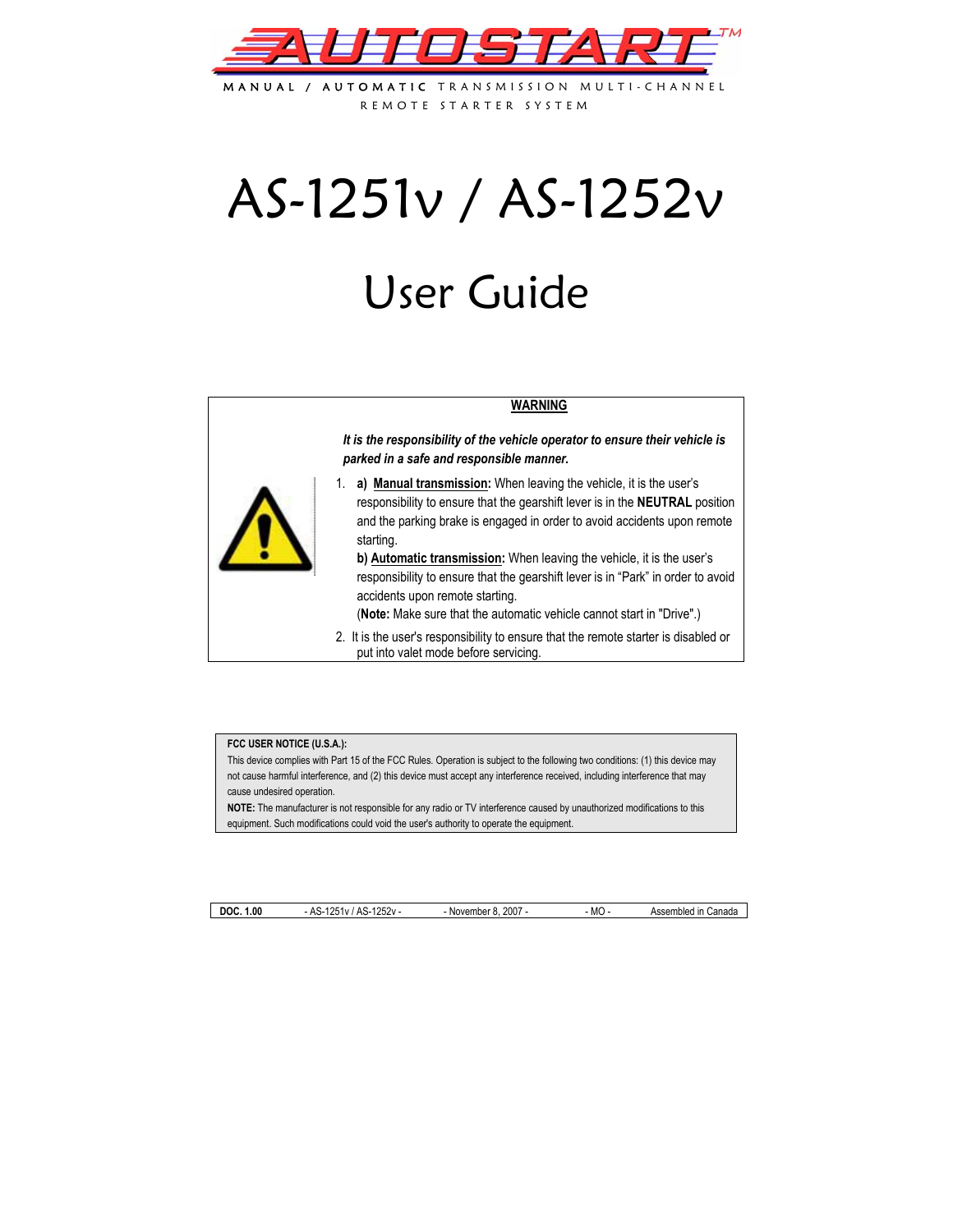# AUTOSTART™

MANUAL / AUTOMATIC TRANSMISSION MULTI-CHANNEL REMOTE STARTER SYSTEM

# AS-1251v / AS-1252v

# User Guide

**WARNING**

***It is the responsibility of the vehicle operator to ensure their vehicle is parked in a safe and responsible manner.***

1. **a) Manual transmission:** When leaving the vehicle, it is the user's responsibility to ensure that the gearshift lever is in the **NEUTRAL** position and the parking brake is engaged in order to avoid accidents upon remote starting.
   **b) Automatic transmission:** When leaving the vehicle, it is the user's responsibility to ensure that the gearshift lever is in "Park" in order to avoid accidents upon remote starting.
   (**Note:** Make sure that the automatic vehicle cannot start in "Drive".)
2. It is the user's responsibility to ensure that the remote starter is disabled or put into valet mode before servicing.

**FCC USER NOTICE (U.S.A.):**
This device complies with Part 15 of the FCC Rules. Operation is subject to the following two conditions: (1) this device may not cause harmful interference, and (2) this device must accept any interference received, including interference that may cause undesired operation.
**NOTE:** The manufacturer is not responsible for any radio or TV interference caused by unauthorized modifications to this equipment. Such modifications could void the user's authority to operate the equipment.

| **DOC. 1.00** | - AS-1251v / AS-1252v - | - November 8, 2007 - | - MO - | Assembled in Canada |
|---|---|---|---|---|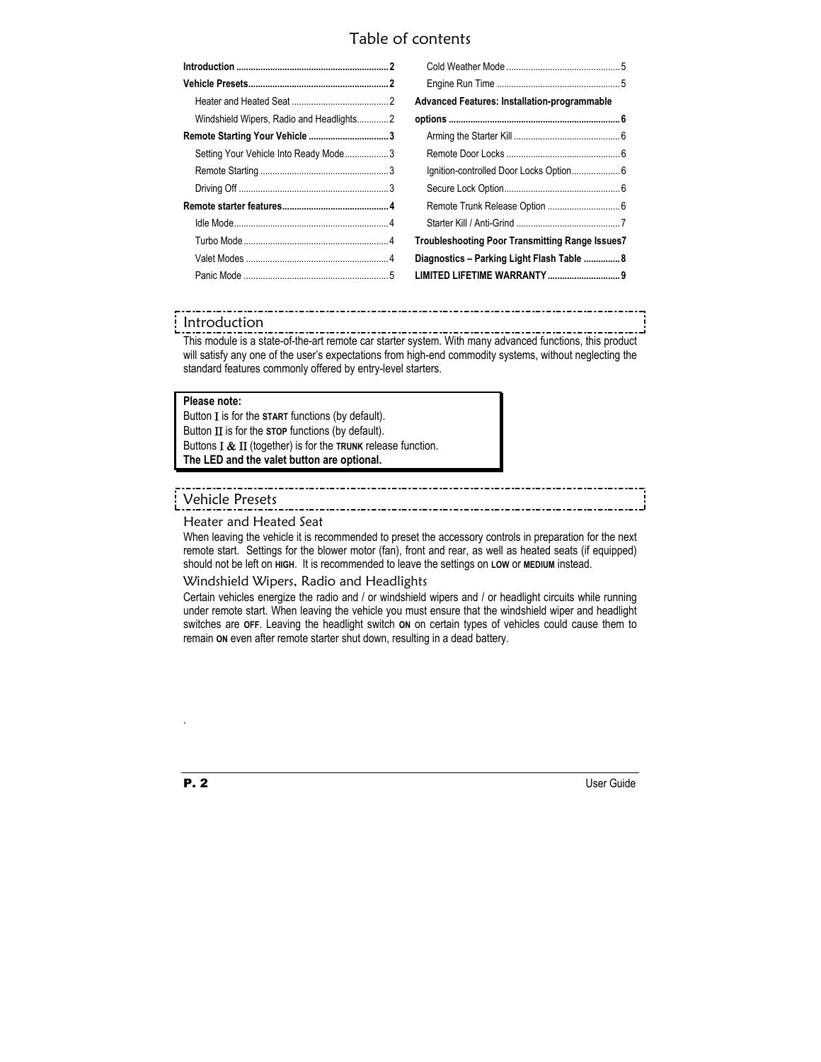# Table of contents

| | |
|---|---|
| **Introduction ........ 2** | Cold Weather Mode ........ 5 |
| **Vehicle Presets ........ 2** | Engine Run Time ........ 5 |
| Heater and Heated Seat ........ 2 | **Advanced Features: Installation-programmable options ........ 6** |
| Windshield Wipers, Radio and Headlights ........ 2 | Arming the Starter Kill ........ 6 |
| **Remote Starting Your Vehicle ........ 3** | Remote Door Locks ........ 6 |
| Setting Your Vehicle Into Ready Mode ........ 3 | Ignition-controlled Door Locks Option ........ 6 |
| Remote Starting ........ 3 | Secure Lock Option ........ 6 |
| Driving Off ........ 3 | Remote Trunk Release Option ........ 6 |
| **Remote starter features ........ 4** | Starter Kill / Anti-Grind ........ 7 |
| Idle Mode ........ 4 | **Troubleshooting Poor Transmitting Range Issues 7** |
| Turbo Mode ........ 4 | **Diagnostics – Parking Light Flash Table ........ 8** |
| Valet Modes ........ 4 | **LIMITED LIFETIME WARRANTY ........ 9** |
| Panic Mode ........ 5 | |

## Introduction

This module is a state-of-the-art remote car starter system. With many advanced functions, this product will satisfy any one of the user's expectations from high-end commodity systems, without neglecting the standard features commonly offered by entry-level starters.

**Please note:**
Button I is for the **START** functions (by default).
Button II is for the **STOP** functions (by default).
Buttons I & II (together) is for the **TRUNK** release function.
**The LED and the valet button are optional.**

## Vehicle Presets

### Heater and Heated Seat

When leaving the vehicle it is recommended to preset the accessory controls in preparation for the next remote start. Settings for the blower motor (fan), front and rear, as well as heated seats (if equipped) should not be left on **HIGH**. It is recommended to leave the settings on **LOW** or **MEDIUM** instead.

### Windshield Wipers, Radio and Headlights

Certain vehicles energize the radio and / or windshield wipers and / or headlight circuits while running under remote start. When leaving the vehicle you must ensure that the windshield wiper and headlight switches are **OFF**. Leaving the headlight switch **ON** on certain types of vehicles could cause them to remain **ON** even after remote starter shut down, resulting in a dead battery.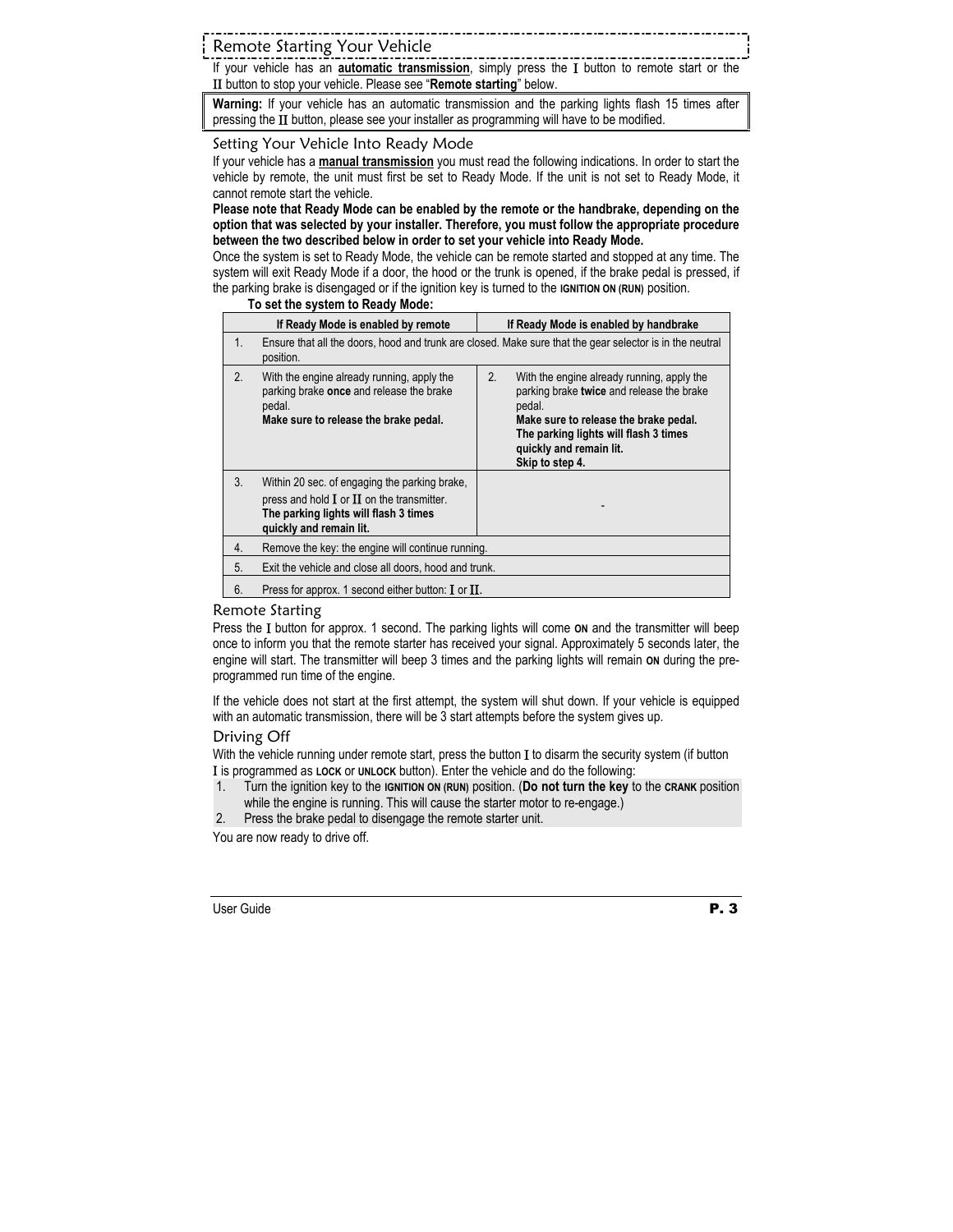## Remote Starting Your Vehicle

If your vehicle has an **automatic transmission**, simply press the I button to remote start or the II button to stop your vehicle. Please see "**Remote starting**" below.

> **Warning:** If your vehicle has an automatic transmission and the parking lights flash 15 times after pressing the II button, please see your installer as programming will have to be modified.

### Setting Your Vehicle Into Ready Mode

If your vehicle has a **manual transmission** you must read the following indications. In order to start the vehicle by remote, the unit must first be set to Ready Mode. If the unit is not set to Ready Mode, it cannot remote start the vehicle.

**Please note that Ready Mode can be enabled by the remote or the handbrake, depending on the option that was selected by your installer. Therefore, you must follow the appropriate procedure between the two described below in order to set your vehicle into Ready Mode.**

Once the system is set to Ready Mode, the vehicle can be remote started and stopped at any time. The system will exit Ready Mode if a door, the hood or the trunk is opened, if the brake pedal is pressed, if the parking brake is disengaged or if the ignition key is turned to the **IGNITION ON (RUN)** position.

**To set the system to Ready Mode:**

| | If Ready Mode is enabled by remote | | If Ready Mode is enabled by handbrake |
|---|---|---|---|
| 1. | Ensure that all the doors, hood and trunk are closed. Make sure that the gear selector is in the neutral position. | | |
| 2. | With the engine already running, apply the parking brake **once** and release the brake pedal. **Make sure to release the brake pedal.** | 2. | With the engine already running, apply the parking brake **twice** and release the brake pedal. **Make sure to release the brake pedal. The parking lights will flash 3 times quickly and remain lit. Skip to step 4.** |
| 3. | Within 20 sec. of engaging the parking brake, press and hold I or II on the transmitter. **The parking lights will flash 3 times quickly and remain lit.** | | - |
| 4. | Remove the key: the engine will continue running. | | |
| 5. | Exit the vehicle and close all doors, hood and trunk. | | |
| 6. | Press for approx. 1 second either button: I or II. | | |

### Remote Starting

Press the I button for approx. 1 second. The parking lights will come **ON** and the transmitter will beep once to inform you that the remote starter has received your signal. Approximately 5 seconds later, the engine will start. The transmitter will beep 3 times and the parking lights will remain **ON** during the pre-programmed run time of the engine.

If the vehicle does not start at the first attempt, the system will shut down. If your vehicle is equipped with an automatic transmission, there will be 3 start attempts before the system gives up.

### Driving Off

With the vehicle running under remote start, press the button I to disarm the security system (if button I is programmed as **LOCK** or **UNLOCK** button). Enter the vehicle and do the following:

1. Turn the ignition key to the **IGNITION ON (RUN)** position. (**Do not turn the key** to the **CRANK** position while the engine is running. This will cause the starter motor to re-engage.)
2. Press the brake pedal to disengage the remote starter unit.

You are now ready to drive off.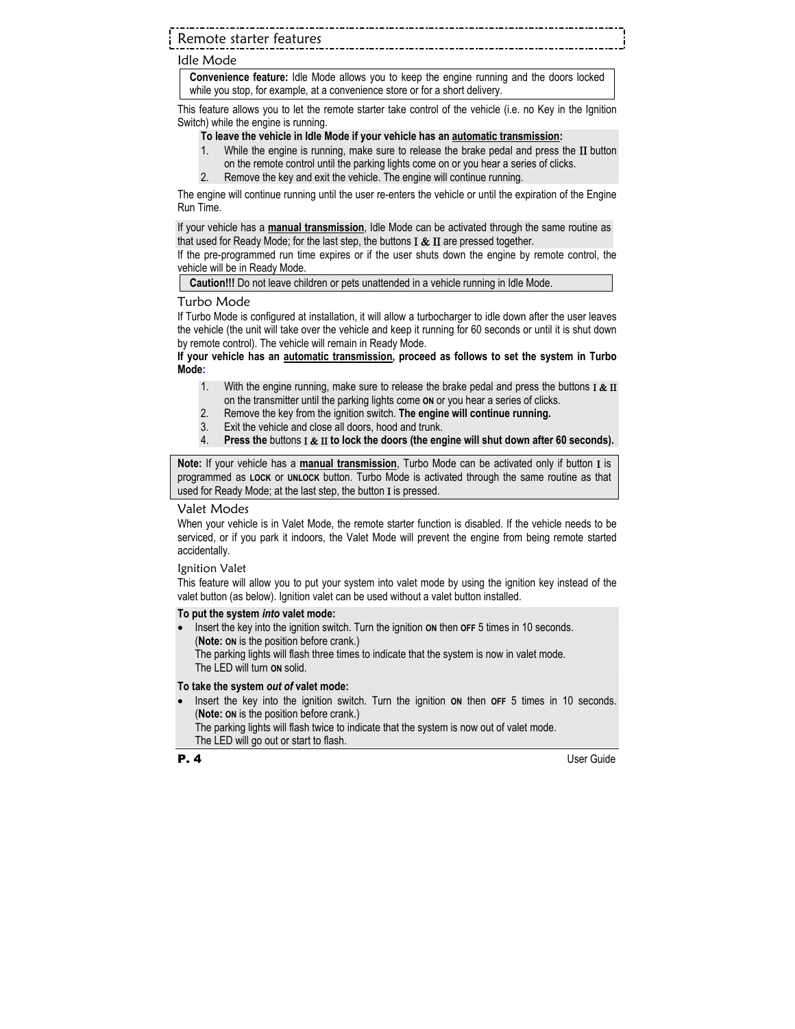# Remote starter features

## Idle Mode

**Convenience feature:** Idle Mode allows you to keep the engine running and the doors locked while you stop, for example, at a convenience store or for a short delivery.

This feature allows you to let the remote starter take control of the vehicle (i.e. no Key in the Ignition Switch) while the engine is running.

**To leave the vehicle in Idle Mode if your vehicle has an automatic transmission:**

1. While the engine is running, make sure to release the brake pedal and press the II button on the remote control until the parking lights come on or you hear a series of clicks.
2. Remove the key and exit the vehicle. The engine will continue running.

The engine will continue running until the user re-enters the vehicle or until the expiration of the Engine Run Time.

If your vehicle has a **manual transmission**, Idle Mode can be activated through the same routine as that used for Ready Mode; for the last step, the buttons I & II are pressed together.

If the pre-programmed run time expires or if the user shuts down the engine by remote control, the vehicle will be in Ready Mode.

**Caution!!!** Do not leave children or pets unattended in a vehicle running in Idle Mode.

## Turbo Mode

If Turbo Mode is configured at installation, it will allow a turbocharger to idle down after the user leaves the vehicle (the unit will take over the vehicle and keep it running for 60 seconds or until it is shut down by remote control). The vehicle will remain in Ready Mode.

**If your vehicle has an automatic transmission, proceed as follows to set the system in Turbo Mode:**

1. With the engine running, make sure to release the brake pedal and press the buttons I & II on the transmitter until the parking lights come **ON** or you hear a series of clicks.
2. Remove the key from the ignition switch. **The engine will continue running.**
3. Exit the vehicle and close all doors, hood and trunk.
4. **Press the** buttons I & II **to lock the doors (the engine will shut down after 60 seconds).**

**Note:** If your vehicle has a **manual transmission**, Turbo Mode can be activated only if button I is programmed as **LOCK** or **UNLOCK** button. Turbo Mode is activated through the same routine as that used for Ready Mode; at the last step, the button I is pressed.

## Valet Modes

When your vehicle is in Valet Mode, the remote starter function is disabled. If the vehicle needs to be serviced, or if you park it indoors, the Valet Mode will prevent the engine from being remote started accidentally.

### Ignition Valet

This feature will allow you to put your system into valet mode by using the ignition key instead of the valet button (as below). Ignition valet can be used without a valet button installed.

**To put the system *into* valet mode:**

- Insert the key into the ignition switch. Turn the ignition **ON** then **OFF** 5 times in 10 seconds. (**Note: ON** is the position before crank.)
  The parking lights will flash three times to indicate that the system is now in valet mode.
  The LED will turn **ON** solid.

**To take the system *out of* valet mode:**

- Insert the key into the ignition switch. Turn the ignition **ON** then **OFF** 5 times in 10 seconds. (**Note: ON** is the position before crank.)
  The parking lights will flash twice to indicate that the system is now out of valet mode.
  The LED will go out or start to flash.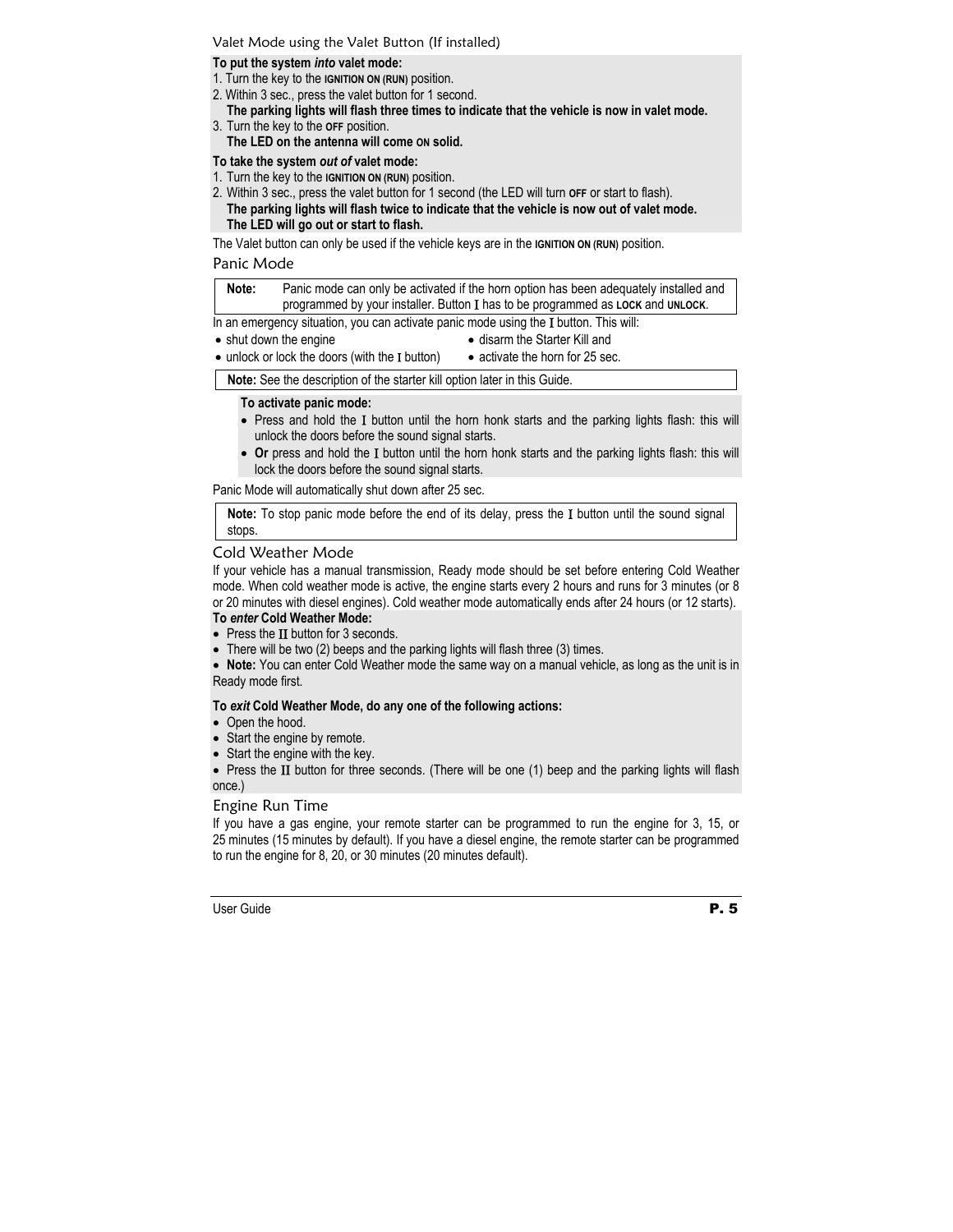## Valet Mode using the Valet Button (If installed)

**To put the system *into* valet mode:**

1. Turn the key to the **IGNITION ON (RUN)** position.
2. Within 3 sec., press the valet button for 1 second.
   **The parking lights will flash three times to indicate that the vehicle is now in valet mode.**
3. Turn the key to the **OFF** position.
   **The LED on the antenna will come ON solid.**

**To take the system *out of* valet mode:**

1. Turn the key to the **IGNITION ON (RUN)** position.
2. Within 3 sec., press the valet button for 1 second (the LED will turn **OFF** or start to flash).
   **The parking lights will flash twice to indicate that the vehicle is now out of valet mode.**
   **The LED will go out or start to flash.**

The Valet button can only be used if the vehicle keys are in the **IGNITION ON (RUN)** position.

## Panic Mode

**Note:** Panic mode can only be activated if the horn option has been adequately installed and programmed by your installer. Button I has to be programmed as **LOCK** and **UNLOCK**.

In an emergency situation, you can activate panic mode using the I button. This will:

- shut down the engine
- unlock or lock the doors (with the I button)
- disarm the Starter Kill and
- activate the horn for 25 sec.

**Note:** See the description of the starter kill option later in this Guide.

**To activate panic mode:**

- Press and hold the I button until the horn honk starts and the parking lights flash: this will unlock the doors before the sound signal starts.
- **Or** press and hold the I button until the horn honk starts and the parking lights flash: this will lock the doors before the sound signal starts.

Panic Mode will automatically shut down after 25 sec.

**Note:** To stop panic mode before the end of its delay, press the I button until the sound signal stops.

## Cold Weather Mode

If your vehicle has a manual transmission, Ready mode should be set before entering Cold Weather mode. When cold weather mode is active, the engine starts every 2 hours and runs for 3 minutes (or 8 or 20 minutes with diesel engines). Cold weather mode automatically ends after 24 hours (or 12 starts).

**To *enter* Cold Weather Mode:**

- Press the II button for 3 seconds.
- There will be two (2) beeps and the parking lights will flash three (3) times.
- **Note:** You can enter Cold Weather mode the same way on a manual vehicle, as long as the unit is in Ready mode first.

**To *exit* Cold Weather Mode, do any one of the following actions:**

- Open the hood.
- Start the engine by remote.
- Start the engine with the key.
- Press the II button for three seconds. (There will be one (1) beep and the parking lights will flash once.)

## Engine Run Time

If you have a gas engine, your remote starter can be programmed to run the engine for 3, 15, or 25 minutes (15 minutes by default). If you have a diesel engine, the remote starter can be programmed to run the engine for 8, 20, or 30 minutes (20 minutes default).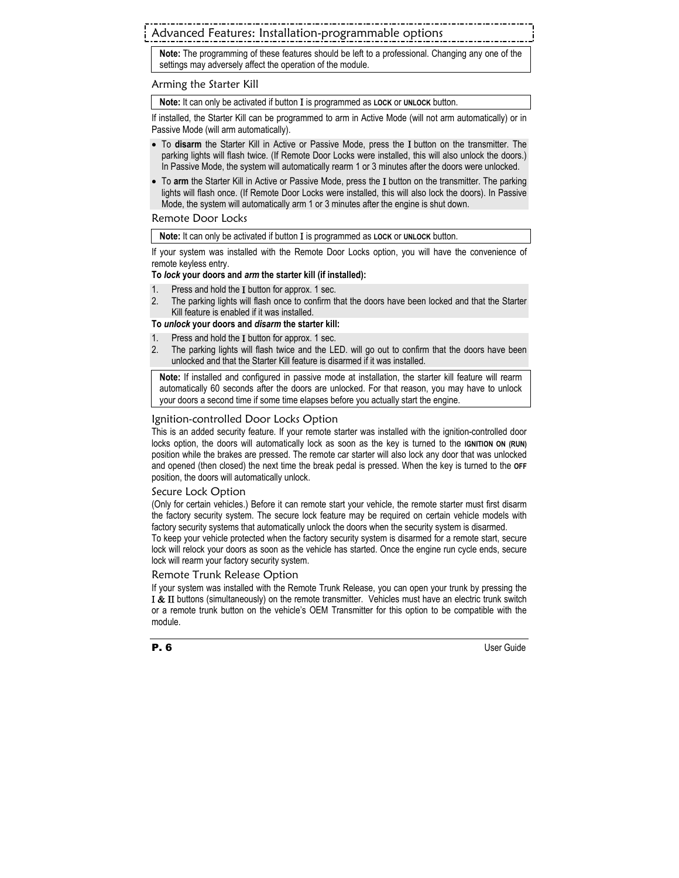## Advanced Features: Installation-programmable options

**Note:** The programming of these features should be left to a professional. Changing any one of the settings may adversely affect the operation of the module.

### Arming the Starter Kill

**Note:** It can only be activated if button I is programmed as **LOCK** or **UNLOCK** button.

If installed, the Starter Kill can be programmed to arm in Active Mode (will not arm automatically) or in Passive Mode (will arm automatically).

- To **disarm** the Starter Kill in Active or Passive Mode, press the I button on the transmitter. The parking lights will flash twice. (If Remote Door Locks were installed, this will also unlock the doors.) In Passive Mode, the system will automatically rearm 1 or 3 minutes after the doors were unlocked.
- To **arm** the Starter Kill in Active or Passive Mode, press the I button on the transmitter. The parking lights will flash once. (If Remote Door Locks were installed, this will also lock the doors). In Passive Mode, the system will automatically arm 1 or 3 minutes after the engine is shut down.

### Remote Door Locks

**Note:** It can only be activated if button I is programmed as **LOCK** or **UNLOCK** button.

If your system was installed with the Remote Door Locks option, you will have the convenience of remote keyless entry.

**To *lock* your doors and *arm* the starter kill (if installed):**

1. Press and hold the I button for approx. 1 sec.
2. The parking lights will flash once to confirm that the doors have been locked and that the Starter Kill feature is enabled if it was installed.

**To *unlock* your doors and *disarm* the starter kill:**

1. Press and hold the I button for approx. 1 sec.
2. The parking lights will flash twice and the LED. will go out to confirm that the doors have been unlocked and that the Starter Kill feature is disarmed if it was installed.

**Note:** If installed and configured in passive mode at installation, the starter kill feature will rearm automatically 60 seconds after the doors are unlocked. For that reason, you may have to unlock your doors a second time if some time elapses before you actually start the engine.

### Ignition-controlled Door Locks Option

This is an added security feature. If your remote starter was installed with the ignition-controlled door locks option, the doors will automatically lock as soon as the key is turned to the **IGNITION ON (RUN)** position while the brakes are pressed. The remote car starter will also lock any door that was unlocked and opened (then closed) the next time the break pedal is pressed. When the key is turned to the **OFF** position, the doors will automatically unlock.

### Secure Lock Option

(Only for certain vehicles.) Before it can remote start your vehicle, the remote starter must first disarm the factory security system. The secure lock feature may be required on certain vehicle models with factory security systems that automatically unlock the doors when the security system is disarmed.

To keep your vehicle protected when the factory security system is disarmed for a remote start, secure lock will relock your doors as soon as the vehicle has started. Once the engine run cycle ends, secure lock will rearm your factory security system.

### Remote Trunk Release Option

If your system was installed with the Remote Trunk Release, you can open your trunk by pressing the I & II buttons (simultaneously) on the remote transmitter. Vehicles must have an electric trunk switch or a remote trunk button on the vehicle's OEM Transmitter for this option to be compatible with the module.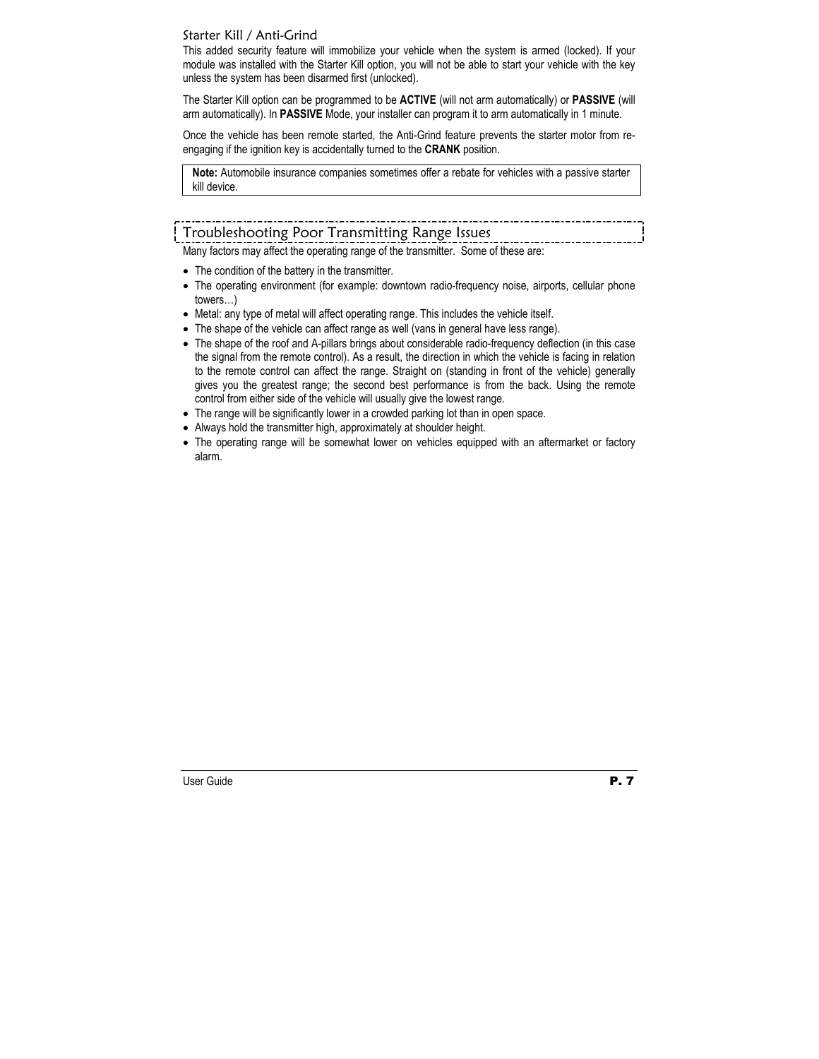## Starter Kill / Anti-Grind

This added security feature will immobilize your vehicle when the system is armed (locked). If your module was installed with the Starter Kill option, you will not be able to start your vehicle with the key unless the system has been disarmed first (unlocked).

The Starter Kill option can be programmed to be **ACTIVE** (will not arm automatically) or **PASSIVE** (will arm automatically). In **PASSIVE** Mode, your installer can program it to arm automatically in 1 minute.

Once the vehicle has been remote started, the Anti-Grind feature prevents the starter motor from re-engaging if the ignition key is accidentally turned to the **CRANK** position.

> **Note:** Automobile insurance companies sometimes offer a rebate for vehicles with a passive starter kill device.

## Troubleshooting Poor Transmitting Range Issues

Many factors may affect the operating range of the transmitter. Some of these are:

- The condition of the battery in the transmitter.
- The operating environment (for example: downtown radio-frequency noise, airports, cellular phone towers…)
- Metal: any type of metal will affect operating range. This includes the vehicle itself.
- The shape of the vehicle can affect range as well (vans in general have less range).
- The shape of the roof and A-pillars brings about considerable radio-frequency deflection (in this case the signal from the remote control). As a result, the direction in which the vehicle is facing in relation to the remote control can affect the range. Straight on (standing in front of the vehicle) generally gives you the greatest range; the second best performance is from the back. Using the remote control from either side of the vehicle will usually give the lowest range.
- The range will be significantly lower in a crowded parking lot than in open space.
- Always hold the transmitter high, approximately at shoulder height.
- The operating range will be somewhat lower on vehicles equipped with an aftermarket or factory alarm.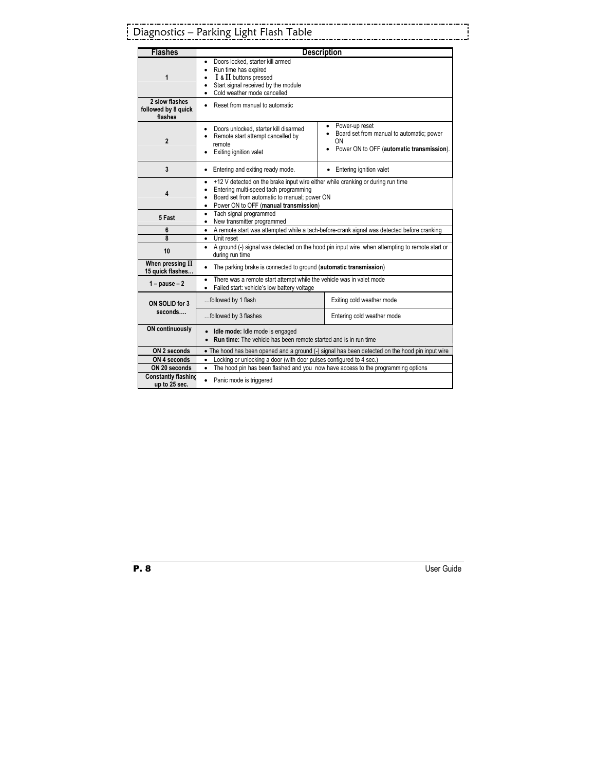# Diagnostics – Parking Light Flash Table

| Flashes | Description | |
|---|---|---|
| 1 | • Doors locked, starter kill armed<br>• Run time has expired<br>• I & II buttons pressed<br>• Start signal received by the module<br>• Cold weather mode cancelled | |
| 2 slow flashes followed by 8 quick flashes | • Reset from manual to automatic | |
| 2 | • Doors unlocked, starter kill disarmed<br>• Remote start attempt cancelled by remote<br>• Exiting ignition valet | • Power-up reset<br>• Board set from manual to automatic; power ON<br>• Power ON to OFF (**automatic transmission**). |
| 3 | • Entering and exiting ready mode. | • Entering ignition valet |
| 4 | • +12 V detected on the brake input wire either while cranking or during run time<br>• Entering multi-speed tach programming<br>• Board set from automatic to manual; power ON<br>• Power ON to OFF (**manual transmission**) | |
| 5 Fast | • Tach signal programmed<br>• New transmitter programmed | |
| 6 | • A remote start was attempted while a tach-before-crank signal was detected before cranking | |
| 8 | • Unit reset | |
| 10 | • A ground (-) signal was detected on the hood pin input wire when attempting to remote start or during run time | |
| When pressing II 15 quick flashes… | • The parking brake is connected to ground (**automatic transmission**) | |
| 1 – pause – 2 | • There was a remote start attempt while the vehicle was in valet mode<br>• Failed start: vehicle's low battery voltage | |
| ON SOLID for 3 seconds…. | …followed by 1 flash | Exiting cold weather mode |
| | …followed by 3 flashes | Entering cold weather mode |
| ON continuously | • **Idle mode:** Idle mode is engaged<br>• **Run time:** The vehicle has been remote started and is in run time | |
| ON 2 seconds | • The hood has been opened and a ground (-) signal has been detected on the hood pin input wire | |
| ON 4 seconds | • Locking or unlocking a door (with door pulses configured to 4 sec.) | |
| ON 20 seconds | • The hood pin has been flashed and you now have access to the programming options | |
| Constantly flashing up to 25 sec. | • Panic mode is triggered | |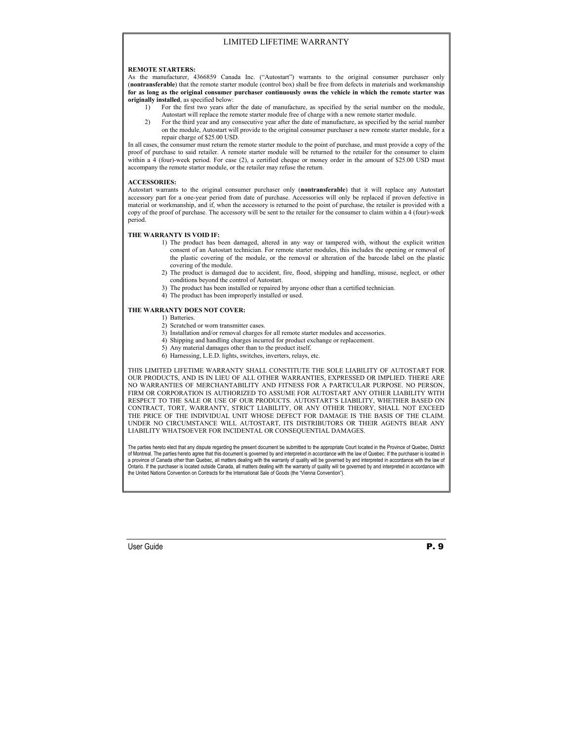# LIMITED LIFETIME WARRANTY

**REMOTE STARTERS:**

As the manufacturer, 4366859 Canada Inc. ("Autostart") warrants to the original consumer purchaser only (**nontransferable**) that the remote starter module (control box) shall be free from defects in materials and workmanship **for as long as the original consumer purchaser continuously owns the vehicle in which the remote starter was originally installed**, as specified below:

1) For the first two years after the date of manufacture, as specified by the serial number on the module, Autostart will replace the remote starter module free of charge with a new remote starter module.
2) For the third year and any consecutive year after the date of manufacture, as specified by the serial number on the module, Autostart will provide to the original consumer purchaser a new remote starter module, for a repair charge of $25.00 USD.

In all cases, the consumer must return the remote starter module to the point of purchase, and must provide a copy of the proof of purchase to said retailer. A remote starter module will be returned to the retailer for the consumer to claim within a 4 (four)-week period. For case (2), a certified cheque or money order in the amount of $25.00 USD must accompany the remote starter module, or the retailer may refuse the return.

**ACCESSORIES:**

Autostart warrants to the original consumer purchaser only (**nontransferable**) that it will replace any Autostart accessory part for a one-year period from date of purchase. Accessories will only be replaced if proven defective in material or workmanship, and if, when the accessory is returned to the point of purchase, the retailer is provided with a copy of the proof of purchase. The accessory will be sent to the retailer for the consumer to claim within a 4 (four)-week period.

**THE WARRANTY IS VOID IF:**

1) The product has been damaged, altered in any way or tampered with, without the explicit written consent of an Autostart technician. For remote starter modules, this includes the opening or removal of the plastic covering of the module, or the removal or alteration of the barcode label on the plastic covering of the module.
2) The product is damaged due to accident, fire, flood, shipping and handling, misuse, neglect, or other conditions beyond the control of Autostart.
3) The product has been installed or repaired by anyone other than a certified technician.
4) The product has been improperly installed or used.

**THE WARRANTY DOES NOT COVER:**

1) Batteries.
2) Scratched or worn transmitter cases.
3) Installation and/or removal charges for all remote starter modules and accessories.
4) Shipping and handling charges incurred for product exchange or replacement.
5) Any material damages other than to the product itself.
6) Harnessing, L.E.D. lights, switches, inverters, relays, etc.

THIS LIMITED LIFETIME WARRANTY SHALL CONSTITUTE THE SOLE LIABILITY OF AUTOSTART FOR OUR PRODUCTS, AND IS IN LIEU OF ALL OTHER WARRANTIES, EXPRESSED OR IMPLIED. THERE ARE NO WARRANTIES OF MERCHANTABILITY AND FITNESS FOR A PARTICULAR PURPOSE. NO PERSON, FIRM OR CORPORATION IS AUTHORIZED TO ASSUME FOR AUTOSTART ANY OTHER LIABILITY WITH RESPECT TO THE SALE OR USE OF OUR PRODUCTS. AUTOSTART'S LIABILITY, WHETHER BASED ON CONTRACT, TORT, WARRANTY, STRICT LIABILITY, OR ANY OTHER THEORY, SHALL NOT EXCEED THE PRICE OF THE INDIVIDUAL UNIT WHOSE DEFECT FOR DAMAGE IS THE BASIS OF THE CLAIM. UNDER NO CIRCUMSTANCE WILL AUTOSTART, ITS DISTRIBUTORS OR THEIR AGENTS BEAR ANY LIABILITY WHATSOEVER FOR INCIDENTAL OR CONSEQUENTIAL DAMAGES.

The parties hereto elect that any dispute regarding the present document be submitted to the appropriate Court located in the Province of Quebec, District of Montreal. The parties hereto agree that this document is governed by and interpreted in accordance with the law of Quebec. If the purchaser is located in a province of Canada other than Quebec, all matters dealing with the warranty of quality will be governed by and interpreted in accordance with the law of Ontario. If the purchaser is located outside Canada, all matters dealing with the warranty of quality will be governed by and interpreted in accordance with the United Nations Convention on Contracts for the International Sale of Goods (the "Vienna Convention").